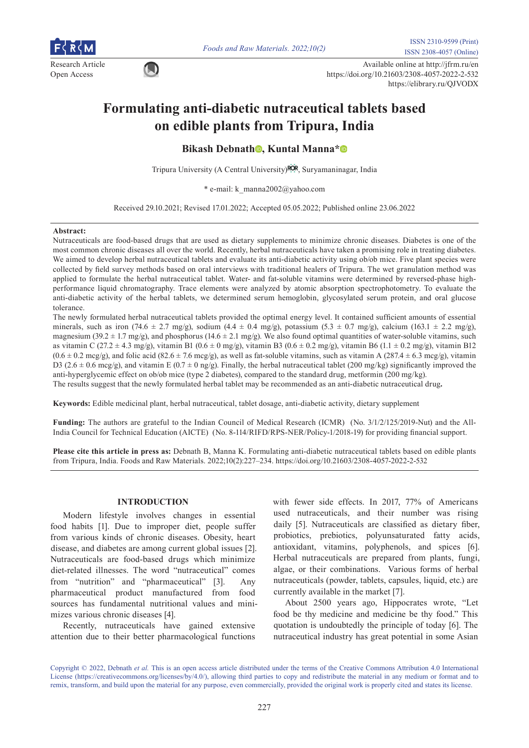Research Article
Open Access

Available online at http://jfrm.ru/en
https://doi.org/10.21603/2308-4057-2022-2-532
https://elibrary.ru/QJVODX

# Formulating anti-diabetic nutraceutical tablets based on edible plants from Tripura, India

**Bikash Debnath, Kuntal Manna***

Tripura University (A Central University), Suryamaninagar, India

* e-mail: k_manna2002@yahoo.com

Received 29.10.2021; Revised 17.01.2022; Accepted 05.05.2022; Published online 23.06.2022

**Abstract:**
Nutraceuticals are food-based drugs that are used as dietary supplements to minimize chronic diseases. Diabetes is one of the most common chronic diseases all over the world. Recently, herbal nutraceuticals have taken a promising role in treating diabetes. We aimed to develop herbal nutraceutical tablets and evaluate its anti-diabetic activity using ob/ob mice. Five plant species were collected by field survey methods based on oral interviews with traditional healers of Tripura. The wet granulation method was applied to formulate the herbal nutraceutical tablet. Water- and fat-soluble vitamins were determined by reversed-phase high-performance liquid chromatography. Trace elements were analyzed by atomic absorption spectrophotometry. To evaluate the anti-diabetic activity of the herbal tablets, we determined serum hemoglobin, glycosylated serum protein, and oral glucose tolerance.

The newly formulated herbal nutraceutical tablets provided the optimal energy level. It contained sufficient amounts of essential minerals, such as iron (74.6 ± 2.7 mg/g), sodium (4.4 ± 0.4 mg/g), potassium (5.3 ± 0.7 mg/g), calcium (163.1 ± 2.2 mg/g), magnesium (39.2 ± 1.7 mg/g), and phosphorus (14.6 ± 2.1 mg/g). We also found optimal quantities of water-soluble vitamins, such as vitamin C (27.2 ± 4.3 mg/g), vitamin B1 (0.6 ± 0 mg/g), vitamin B3 (0.6 ± 0.2 mg/g), vitamin B6 (1.1 ± 0.2 mg/g), vitamin B12 (0.6 ± 0.2 mcg/g), and folic acid (82.6 ± 7.6 mcg/g), as well as fat-soluble vitamins, such as vitamin A (287.4 ± 6.3 mcg/g), vitamin D3 (2.6 ± 0.6 mcg/g), and vitamin E (0.7 ± 0 ng/g). Finally, the herbal nutraceutical tablet (200 mg/kg) significantly improved the anti-hyperglycemic effect on ob/ob mice (type 2 diabetes), compared to the standard drug, metformin (200 mg/kg).

The results suggest that the newly formulated herbal tablet may be recommended as an anti-diabetic nutraceutical drug**.**

**Keywords:** Edible medicinal plant, herbal nutraceutical, tablet dosage, anti-diabetic activity, dietary supplement

**Funding:** The authors are grateful to the Indian Council of Medical Research (ICMR) (No. 3/1/2/125/2019-Nut) and the All-India Council for Technical Education (AICTE) (No. 8-114/RIFD/RPS-NER/Policy-1/2018-19) for providing financial support.

**Please cite this article in press as:** Debnath B, Manna K. Formulating anti-diabetic nutraceutical tablets based on edible plants from Tripura, India. Foods and Raw Materials. 2022;10(2):227–234. https://doi.org/10.21603/2308-4057-2022-2-532

## INTRODUCTION

Modern lifestyle involves changes in essential food habits [1]. Due to improper diet, people suffer from various kinds of chronic diseases. Obesity, heart disease, and diabetes are among current global issues [2]. Nutraceuticals are food-based drugs which minimize diet-related illnesses. The word "nutraceutical" comes from "nutrition" and "pharmaceutical" [3]. Any pharmaceutical product manufactured from food sources has fundamental nutritional values and minimizes various chronic diseases [4].

Recently, nutraceuticals have gained extensive attention due to their better pharmacological functions with fewer side effects. In 2017, 77% of Americans used nutraceuticals, and their number was rising daily [5]. Nutraceuticals are classified as dietary fiber, probiotics, prebiotics, polyunsaturated fatty acids, antioxidant, vitamins, polyphenols, and spices [6]. Herbal nutraceuticals are prepared from plants, fungi, algae, or their combinations. Various forms of herbal nutraceuticals (powder, tablets, capsules, liquid, etc.) are currently available in the market [7].

About 2500 years ago, Hippocrates wrote, "Let food be thy medicine and medicine be thy food." This quotation is undoubtedly the principle of today [6]. The nutraceutical industry has great potential in some Asian

Copyright © 2022, Debnath *et al.* This is an open access article distributed under the terms of the Creative Commons Attribution 4.0 International License (https://creativecommons.org/licenses/by/4.0/), allowing third parties to copy and redistribute the material in any medium or format and to remix, transform, and build upon the material for any purpose, even commercially, provided the original work is properly cited and states its license.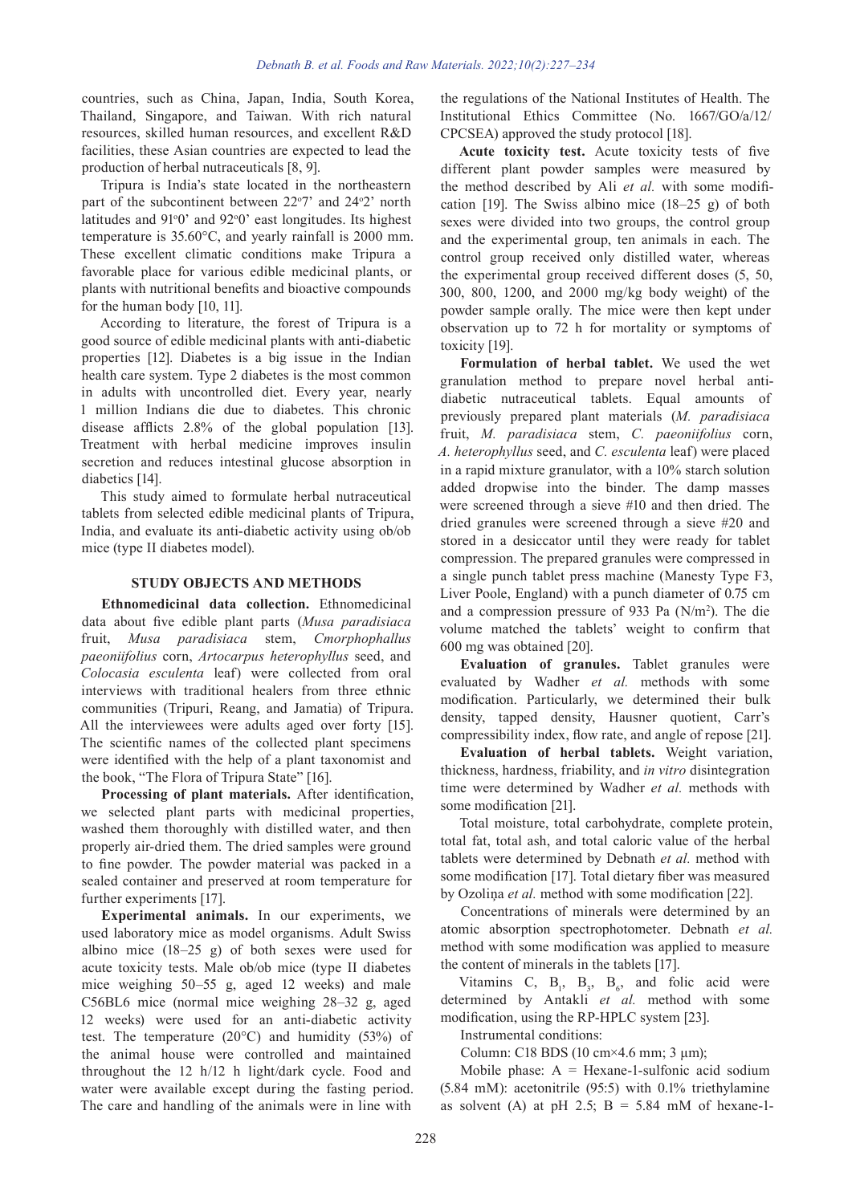countries, such as China, Japan, India, South Korea, Thailand, Singapore, and Taiwan. With rich natural resources, skilled human resources, and excellent R&D facilities, these Asian countries are expected to lead the production of herbal nutraceuticals [8, 9].

Tripura is India's state located in the northeastern part of the subcontinent between 22°7' and 24°2' north latitudes and 91°0' and 92°0' east longitudes. Its highest temperature is 35.60°C, and yearly rainfall is 2000 mm. These excellent climatic conditions make Tripura a favorable place for various edible medicinal plants, or plants with nutritional benefits and bioactive compounds for the human body [10, 11].

According to literature, the forest of Tripura is a good source of edible medicinal plants with anti-diabetic properties [12]. Diabetes is a big issue in the Indian health care system. Type 2 diabetes is the most common in adults with uncontrolled diet. Every year, nearly 1 million Indians die due to diabetes. This chronic disease afflicts 2.8% of the global population [13]. Treatment with herbal medicine improves insulin secretion and reduces intestinal glucose absorption in diabetics [14].

This study aimed to formulate herbal nutraceutical tablets from selected edible medicinal plants of Tripura, India, and evaluate its anti-diabetic activity using ob/ob mice (type II diabetes model).

## STUDY OBJECTS AND METHODS

**Ethnomedicinal data collection.** Ethnomedicinal data about five edible plant parts (*Musa paradisiaca* fruit, *Musa paradisiaca* stem, *Cmorphophallus paeoniifolius* corn, *Artocarpus heterophyllus* seed, and *Colocasia esculenta* leaf) were collected from oral interviews with traditional healers from three ethnic communities (Tripuri, Reang, and Jamatia) of Tripura. All the interviewees were adults aged over forty [15]. The scientific names of the collected plant specimens were identified with the help of a plant taxonomist and the book, "The Flora of Tripura State" [16].

**Processing of plant materials.** After identification, we selected plant parts with medicinal properties, washed them thoroughly with distilled water, and then properly air-dried them. The dried samples were ground to fine powder. The powder material was packed in a sealed container and preserved at room temperature for further experiments [17].

**Experimental animals.** In our experiments, we used laboratory mice as model organisms. Adult Swiss albino mice (18–25 g) of both sexes were used for acute toxicity tests. Male ob/ob mice (type II diabetes mice weighing 50–55 g, aged 12 weeks) and male C56BL6 mice (normal mice weighing 28–32 g, aged 12 weeks) were used for an anti-diabetic activity test. The temperature (20°C) and humidity (53%) of the animal house were controlled and maintained throughout the 12 h/12 h light/dark cycle. Food and water were available except during the fasting period. The care and handling of the animals were in line with the regulations of the National Institutes of Health. The Institutional Ethics Committee (No. 1667/GO/a/12/CPCSEA) approved the study protocol [18].

**Acute toxicity test.** Acute toxicity tests of five different plant powder samples were measured by the method described by Ali *et al.* with some modification [19]. The Swiss albino mice (18–25 g) of both sexes were divided into two groups, the control group and the experimental group, ten animals in each. The control group received only distilled water, whereas the experimental group received different doses (5, 50, 300, 800, 1200, and 2000 mg/kg body weight) of the powder sample orally. The mice were then kept under observation up to 72 h for mortality or symptoms of toxicity [19].

**Formulation of herbal tablet.** We used the wet granulation method to prepare novel herbal anti-diabetic nutraceutical tablets. Equal amounts of previously prepared plant materials (*M. paradisiaca* fruit, *M. paradisiaca* stem, *C. paeoniifolius* corn, *A. heterophyllus* seed, and *C. esculenta* leaf) were placed in a rapid mixture granulator, with a 10% starch solution added dropwise into the binder. The damp masses were screened through a sieve #10 and then dried. The dried granules were screened through a sieve #20 and stored in a desiccator until they were ready for tablet compression. The prepared granules were compressed in a single punch tablet press machine (Manesty Type F3, Liver Poole, England) with a punch diameter of 0.75 cm and a compression pressure of 933 Pa (N/m$^2$). The die volume matched the tablets' weight to confirm that 600 mg was obtained [20].

**Evaluation of granules.** Tablet granules were evaluated by Wadher *et al.* methods with some modification. Particularly, we determined their bulk density, tapped density, Hausner quotient, Carr's compressibility index, flow rate, and angle of repose [21].

**Evaluation of herbal tablets.** Weight variation, thickness, hardness, friability, and *in vitro* disintegration time were determined by Wadher *et al.* methods with some modification [21].

Total moisture, total carbohydrate, complete protein, total fat, total ash, and total caloric value of the herbal tablets were determined by Debnath *et al.* method with some modification [17]. Total dietary fiber was measured by Ozoliņa *et al.* method with some modification [22].

Concentrations of minerals were determined by an atomic absorption spectrophotometer. Debnath *et al.* method with some modification was applied to measure the content of minerals in the tablets [17].

Vitamins C, $B_1$, $B_3$, $B_6$, and folic acid were determined by Antakli *et al.* method with some modification, using the RP-HPLC system [23].

Instrumental conditions:

Column: C18 BDS (10 cm×4.6 mm; 3 µm);

Mobile phase: A = Hexane-1-sulfonic acid sodium (5.84 mM): acetonitrile (95:5) with 0.1% triethylamine as solvent (A) at pH 2.5; B = 5.84 mM of hexane-1-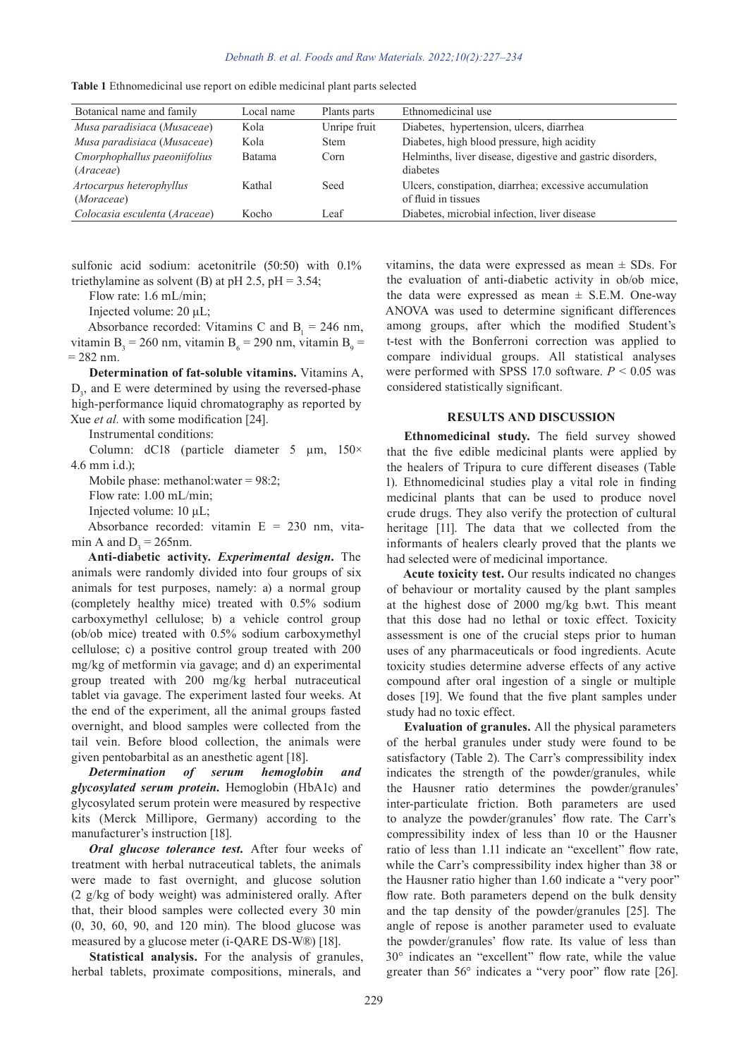**Table 1** Ethnomedicinal use report on edible medicinal plant parts selected

| Botanical name and family | Local name | Plants parts | Ethnomedicinal use |
|---|---|---|---|
| *Musa paradisiaca* (*Musaceae*) | Kola | Unripe fruit | Diabetes, hypertension, ulcers, diarrhea |
| *Musa paradisiaca* (*Musaceae*) | Kola | Stem | Diabetes, high blood pressure, high acidity |
| *Cmorphophallus paeoniifolius* (*Araceae*) | Batama | Corn | Helminths, liver disease, digestive and gastric disorders, diabetes |
| *Artocarpus heterophyllus* (*Moraceae*) | Kathal | Seed | Ulcers, constipation, diarrhea; excessive accumulation of fluid in tissues |
| *Colocasia esculenta* (*Araceae*) | Kocho | Leaf | Diabetes, microbial infection, liver disease |

sulfonic acid sodium: acetonitrile (50:50) with 0.1% triethylamine as solvent (B) at pH 2.5, pH = 3.54;

Flow rate: 1.6 mL/min;

Injected volume: 20 μL;

Absorbance recorded: Vitamins C and $B_1$ = 246 nm, vitamin $B_3$ = 260 nm, vitamin $B_6$ = 290 nm, vitamin $B_9$ = = 282 nm.

**Determination of fat-soluble vitamins.** Vitamins A, $D_3$, and E were determined by using the reversed-phase high-performance liquid chromatography as reported by Xue *et al.* with some modification [24].

Instrumental conditions:

Column: dC18 (particle diameter 5 μm, 150× 4.6 mm i.d.);

Mobile phase: methanol:water = 98:2;

Flow rate: 1.00 mL/min;

Injected volume: 10 μL;

Absorbance recorded: vitamin E = 230 nm, vitamin A and $D_3$ = 265nm.

**Anti-diabetic activity.** ***Experimental design.*** The animals were randomly divided into four groups of six animals for test purposes, namely: a) a normal group (completely healthy mice) treated with 0.5% sodium carboxymethyl cellulose; b) a vehicle control group (ob/ob mice) treated with 0.5% sodium carboxymethyl cellulose; c) a positive control group treated with 200 mg/kg of metformin via gavage; and d) an experimental group treated with 200 mg/kg herbal nutraceutical tablet via gavage. The experiment lasted four weeks. At the end of the experiment, all the animal groups fasted overnight, and blood samples were collected from the tail vein. Before blood collection, the animals were given pentobarbital as an anesthetic agent [18].

***Determination of serum hemoglobin and glycosylated serum protein.*** Hemoglobin (HbA1c) and glycosylated serum protein were measured by respective kits (Merck Millipore, Germany) according to the manufacturer's instruction [18].

***Oral glucose tolerance test.*** After four weeks of treatment with herbal nutraceutical tablets, the animals were made to fast overnight, and glucose solution (2 g/kg of body weight) was administered orally. After that, their blood samples were collected every 30 min (0, 30, 60, 90, and 120 min). The blood glucose was measured by a glucose meter (i-QARE DS-W®) [18].

**Statistical analysis.** For the analysis of granules, herbal tablets, proximate compositions, minerals, and vitamins, the data were expressed as mean ± SDs. For the evaluation of anti-diabetic activity in ob/ob mice, the data were expressed as mean ± S.E.M. One-way ANOVA was used to determine significant differences among groups, after which the modified Student's t-test with the Bonferroni correction was applied to compare individual groups. All statistical analyses were performed with SPSS 17.0 software. $P < 0.05$ was considered statistically significant.

## RESULTS AND DISCUSSION

**Ethnomedicinal study.** The field survey showed that the five edible medicinal plants were applied by the healers of Tripura to cure different diseases (Table 1). Ethnomedicinal studies play a vital role in finding medicinal plants that can be used to produce novel crude drugs. They also verify the protection of cultural heritage [11]. The data that we collected from the informants of healers clearly proved that the plants we had selected were of medicinal importance.

**Acute toxicity test.** Our results indicated no changes of behaviour or mortality caused by the plant samples at the highest dose of 2000 mg/kg b.wt. This meant that this dose had no lethal or toxic effect. Toxicity assessment is one of the crucial steps prior to human uses of any pharmaceuticals or food ingredients. Acute toxicity studies determine adverse effects of any active compound after oral ingestion of a single or multiple doses [19]. We found that the five plant samples under study had no toxic effect.

**Evaluation of granules.** All the physical parameters of the herbal granules under study were found to be satisfactory (Table 2). The Carr's compressibility index indicates the strength of the powder/granules, while the Hausner ratio determines the powder/granules' inter-particulate friction. Both parameters are used to analyze the powder/granules' flow rate. The Carr's compressibility index of less than 10 or the Hausner ratio of less than 1.11 indicate an "excellent" flow rate, while the Carr's compressibility index higher than 38 or the Hausner ratio higher than 1.60 indicate a "very poor" flow rate. Both parameters depend on the bulk density and the tap density of the powder/granules [25]. The angle of repose is another parameter used to evaluate the powder/granules' flow rate. Its value of less than 30° indicates an "excellent" flow rate, while the value greater than 56° indicates a "very poor" flow rate [26].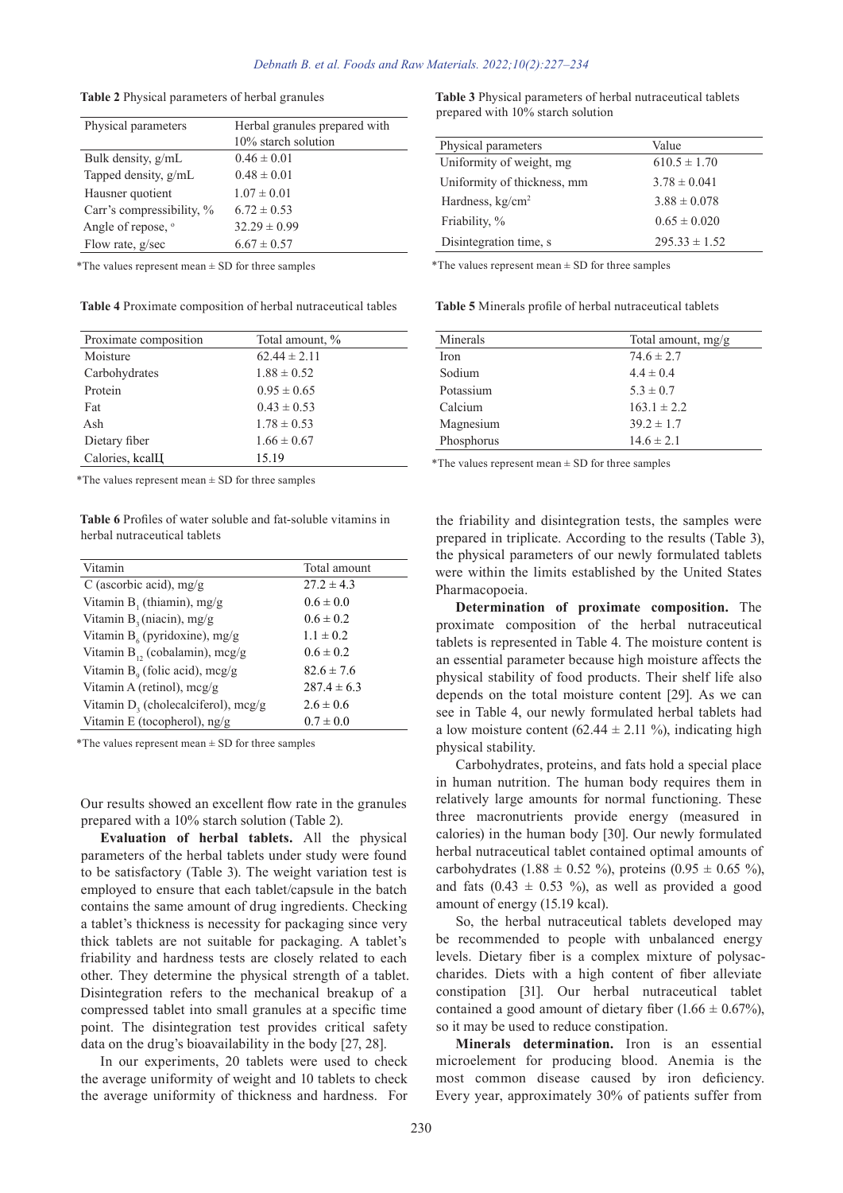**Table 2** Physical parameters of herbal granules

| Physical parameters | Herbal granules prepared with 10% starch solution |
|---|---|
| Bulk density, g/mL | 0.46 ± 0.01 |
| Tapped density, g/mL | 0.48 ± 0.01 |
| Hausner quotient | 1.07 ± 0.01 |
| Carr's compressibility, % | 6.72 ± 0.53 |
| Angle of repose, ° | 32.29 ± 0.99 |
| Flow rate, g/sec | 6.67 ± 0.57 |

*The values represent mean ± SD for three samples

**Table 3** Physical parameters of herbal nutraceutical tablets prepared with 10% starch solution

| Physical parameters | Value |
|---|---|
| Uniformity of weight, mg | 610.5 ± 1.70 |
| Uniformity of thickness, mm | 3.78 ± 0.041 |
| Hardness, kg/cm$^2$ | 3.88 ± 0.078 |
| Friability, % | 0.65 ± 0.020 |
| Disintegration time, s | 295.33 ± 1.52 |

*The values represent mean ± SD for three samples

**Table 4** Proximate composition of herbal nutraceutical tables

| Proximate composition | Total amount, % |
|---|---|
| Moisture | 62.44 ± 2.11 |
| Carbohydrates | 1.88 ± 0.52 |
| Protein | 0.95 ± 0.65 |
| Fat | 0.43 ± 0.53 |
| Ash | 1.78 ± 0.53 |
| Dietary fiber | 1.66 ± 0.67 |
| Calories, kcalЦ | 15.19 |

*The values represent mean ± SD for three samples

**Table 5** Minerals profile of herbal nutraceutical tablets

| Minerals | Total amount, mg/g |
|---|---|
| Iron | 74.6 ± 2.7 |
| Sodium | 4.4 ± 0.4 |
| Potassium | 5.3 ± 0.7 |
| Calcium | 163.1 ± 2.2 |
| Magnesium | 39.2 ± 1.7 |
| Phosphorus | 14.6 ± 2.1 |

*The values represent mean ± SD for three samples

**Table 6** Profiles of water soluble and fat-soluble vitamins in herbal nutraceutical tablets

| Vitamin | Total amount |
|---|---|
| C (ascorbic acid), mg/g | 27.2 ± 4.3 |
| Vitamin $B_1$ (thiamin), mg/g | 0.6 ± 0.0 |
| Vitamin $B_3$ (niacin), mg/g | 0.6 ± 0.2 |
| Vitamin $B_6$ (pyridoxine), mg/g | 1.1 ± 0.2 |
| Vitamin $B_{12}$ (cobalamin), mcg/g | 0.6 ± 0.2 |
| Vitamin $B_9$ (folic acid), mcg/g | 82.6 ± 7.6 |
| Vitamin A (retinol), mcg/g | 287.4 ± 6.3 |
| Vitamin $D_3$ (cholecalciferol), mcg/g | 2.6 ± 0.6 |
| Vitamin E (tocopherol), ng/g | 0.7 ± 0.0 |

*The values represent mean ± SD for three samples

Our results showed an excellent flow rate in the granules prepared with a 10% starch solution (Table 2).

**Evaluation of herbal tablets.** All the physical parameters of the herbal tablets under study were found to be satisfactory (Table 3). The weight variation test is employed to ensure that each tablet/capsule in the batch contains the same amount of drug ingredients. Checking a tablet's thickness is necessity for packaging since very thick tablets are not suitable for packaging. A tablet's friability and hardness tests are closely related to each other. They determine the physical strength of a tablet. Disintegration refers to the mechanical breakup of a compressed tablet into small granules at a specific time point. The disintegration test provides critical safety data on the drug's bioavailability in the body [27, 28].

In our experiments, 20 tablets were used to check the average uniformity of weight and 10 tablets to check the average uniformity of thickness and hardness. For the friability and disintegration tests, the samples were prepared in triplicate. According to the results (Table 3), the physical parameters of our newly formulated tablets were within the limits established by the United States Pharmacopoeia.

**Determination of proximate composition.** The proximate composition of the herbal nutraceutical tablets is represented in Table 4. The moisture content is an essential parameter because high moisture affects the physical stability of food products. Their shelf life also depends on the total moisture content [29]. As we can see in Table 4, our newly formulated herbal tablets had a low moisture content (62.44 ± 2.11 %), indicating high physical stability.

Carbohydrates, proteins, and fats hold a special place in human nutrition. The human body requires them in relatively large amounts for normal functioning. These three macronutrients provide energy (measured in calories) in the human body [30]. Our newly formulated herbal nutraceutical tablet contained optimal amounts of carbohydrates (1.88 ± 0.52 %), proteins (0.95 ± 0.65 %), and fats (0.43 ± 0.53 %), as well as provided a good amount of energy (15.19 kcal).

So, the herbal nutraceutical tablets developed may be recommended to people with unbalanced energy levels. Dietary fiber is a complex mixture of polysaccharides. Diets with a high content of fiber alleviate constipation [31]. Our herbal nutraceutical tablet contained a good amount of dietary fiber (1.66 ± 0.67%), so it may be used to reduce constipation.

**Minerals determination.** Iron is an essential microelement for producing blood. Anemia is the most common disease caused by iron deficiency. Every year, approximately 30% of patients suffer from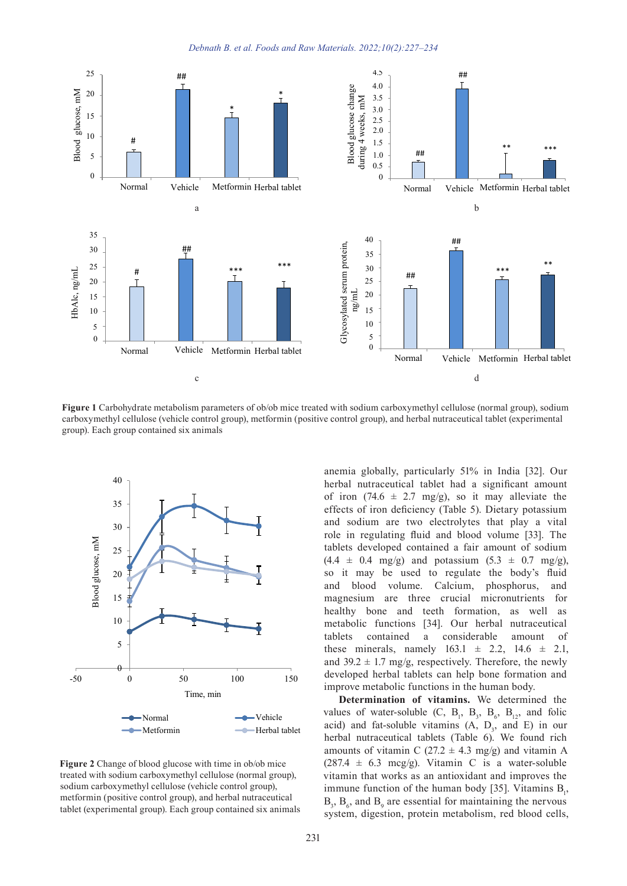**Figure 1** Carbohydrate metabolism parameters of ob/ob mice treated with sodium carboxymethyl cellulose (normal group), sodium carboxymethyl cellulose (vehicle control group), metformin (positive control group), and herbal nutraceutical tablet (experimental group). Each group contained six animals

**Figure 2** Change of blood glucose with time in ob/ob mice treated with sodium carboxymethyl cellulose (normal group), sodium carboxymethyl cellulose (vehicle control group), metformin (positive control group), and herbal nutraceutical tablet (experimental group). Each group contained six animals

anemia globally, particularly 51% in India [32]. Our herbal nutraceutical tablet had a significant amount of iron (74.6 ± 2.7 mg/g), so it may alleviate the effects of iron deficiency (Table 5). Dietary potassium and sodium are two electrolytes that play a vital role in regulating fluid and blood volume [33]. The tablets developed contained a fair amount of sodium (4.4 ± 0.4 mg/g) and potassium (5.3 ± 0.7 mg/g), so it may be used to regulate the body's fluid and blood volume. Calcium, phosphorus, and magnesium are three crucial micronutrients for healthy bone and teeth formation, as well as metabolic functions [34]. Our herbal nutraceutical tablets contained a considerable amount of these minerals, namely 163.1 ± 2.2, 14.6 ± 2.1, and 39.2 ± 1.7 mg/g, respectively. Therefore, the newly developed herbal tablets can help bone formation and improve metabolic functions in the human body.

**Determination of vitamins.** We determined the values of water-soluble (C, $B_1$, $B_3$, $B_6$, $B_{12}$, and folic acid) and fat-soluble vitamins (A, $D_3$, and E) in our herbal nutraceutical tablets (Table 6). We found rich amounts of vitamin C (27.2 ± 4.3 mg/g) and vitamin A (287.4 ± 6.3 mcg/g). Vitamin C is a water-soluble vitamin that works as an antioxidant and improves the immune function of the human body [35]. Vitamins $B_1$, $B_3$, $B_6$, and $B_9$ are essential for maintaining the nervous system, digestion, protein metabolism, red blood cells,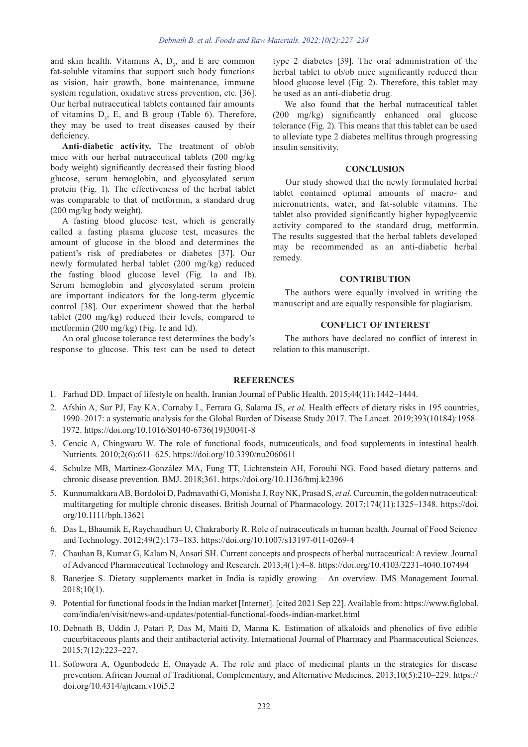and skin health. Vitamins A, $D_3$, and E are common fat-soluble vitamins that support such body functions as vision, hair growth, bone maintenance, immune system regulation, oxidative stress prevention, etc. [36]. Our herbal nutraceutical tablets contained fair amounts of vitamins $D_3$, E, and B group (Table 6). Therefore, they may be used to treat diseases caused by their deficiency.

**Anti-diabetic activity.** The treatment of ob/ob mice with our herbal nutraceutical tablets (200 mg/kg body weight) significantly decreased their fasting blood glucose, serum hemoglobin, and glycosylated serum protein (Fig. 1). The effectiveness of the herbal tablet was comparable to that of metformin, a standard drug (200 mg/kg body weight).

A fasting blood glucose test, which is generally called a fasting plasma glucose test, measures the amount of glucose in the blood and determines the patient's risk of prediabetes or diabetes [37]. Our newly formulated herbal tablet (200 mg/kg) reduced the fasting blood glucose level (Fig. 1a and 1b). Serum hemoglobin and glycosylated serum protein are important indicators for the long-term glycemic control [38]. Our experiment showed that the herbal tablet (200 mg/kg) reduced their levels, compared to metformin (200 mg/kg) (Fig. 1c and 1d).

An oral glucose tolerance test determines the body's response to glucose. This test can be used to detect type 2 diabetes [39]. The oral administration of the herbal tablet to ob/ob mice significantly reduced their blood glucose level (Fig. 2). Therefore, this tablet may be used as an anti-diabetic drug.

We also found that the herbal nutraceutical tablet (200 mg/kg) significantly enhanced oral glucose tolerance (Fig. 2). This means that this tablet can be used to alleviate type 2 diabetes mellitus through progressing insulin sensitivity.

## CONCLUSION

Our study showed that the newly formulated herbal tablet contained optimal amounts of macro- and micronutrients, water, and fat-soluble vitamins. The tablet also provided significantly higher hypoglycemic activity compared to the standard drug, metformin. The results suggested that the herbal tablets developed may be recommended as an anti-diabetic herbal remedy.

## CONTRIBUTION

The authors were equally involved in writing the manuscript and are equally responsible for plagiarism.

## CONFLICT OF INTEREST

The authors have declared no conflict of interest in relation to this manuscript.

## REFERENCES

1. Farhud DD. Impact of lifestyle on health. Iranian Journal of Public Health. 2015;44(11):1442–1444.
2. Afshin A, Sur PJ, Fay KA, Cornaby L, Ferrara G, Salama JS, *et al.* Health effects of dietary risks in 195 countries, 1990–2017: a systematic analysis for the Global Burden of Disease Study 2017. The Lancet. 2019;393(10184):1958–1972. https://doi.org/10.1016/S0140-6736(19)30041-8
3. Cencic A, Chingwaru W. The role of functional foods, nutraceuticals, and food supplements in intestinal health. Nutrients. 2010;2(6):611–625. https://doi.org/10.3390/nu2060611
4. Schulze MB, Martínez-González MA, Fung TT, Lichtenstein AH, Forouhi NG. Food based dietary patterns and chronic disease prevention. BMJ. 2018;361. https://doi.org/10.1136/bmj.k2396
5. Kunnumakkara AB, Bordoloi D, Padmavathi G, Monisha J, Roy NK, Prasad S, *et al.* Curcumin, the golden nutraceutical: multitargeting for multiple chronic diseases. British Journal of Pharmacology. 2017;174(11):1325–1348. https://doi.org/10.1111/bph.13621
6. Das L, Bhaumik E, Raychaudhuri U, Chakraborty R. Role of nutraceuticals in human health. Journal of Food Science and Technology. 2012;49(2):173–183. https://doi.org/10.1007/s13197-011-0269-4
7. Chauhan B, Kumar G, Kalam N, Ansari SH. Current concepts and prospects of herbal nutraceutical: A review. Journal of Advanced Pharmaceutical Technology and Research. 2013;4(1):4–8. https://doi.org/10.4103/2231-4040.107494
8. Banerjee S. Dietary supplements market in India is rapidly growing – An overview. IMS Management Journal. 2018;10(1).
9. Potential for functional foods in the Indian market [Internet]. [cited 2021 Sep 22]. Available from: https://www.figlobal.com/india/en/visit/news-and-updates/potential-functional-foods-indian-market.html
10. Debnath B, Uddin J, Patari P, Das M, Maiti D, Manna K. Estimation of alkaloids and phenolics of five edible cucurbitaceous plants and their antibacterial activity. International Journal of Pharmacy and Pharmaceutical Sciences. 2015;7(12):223–227.
11. Sofowora A, Ogunbodede E, Onayade A. The role and place of medicinal plants in the strategies for disease prevention. African Journal of Traditional, Complementary, and Alternative Medicines. 2013;10(5):210–229. https://doi.org/10.4314/ajtcam.v10i5.2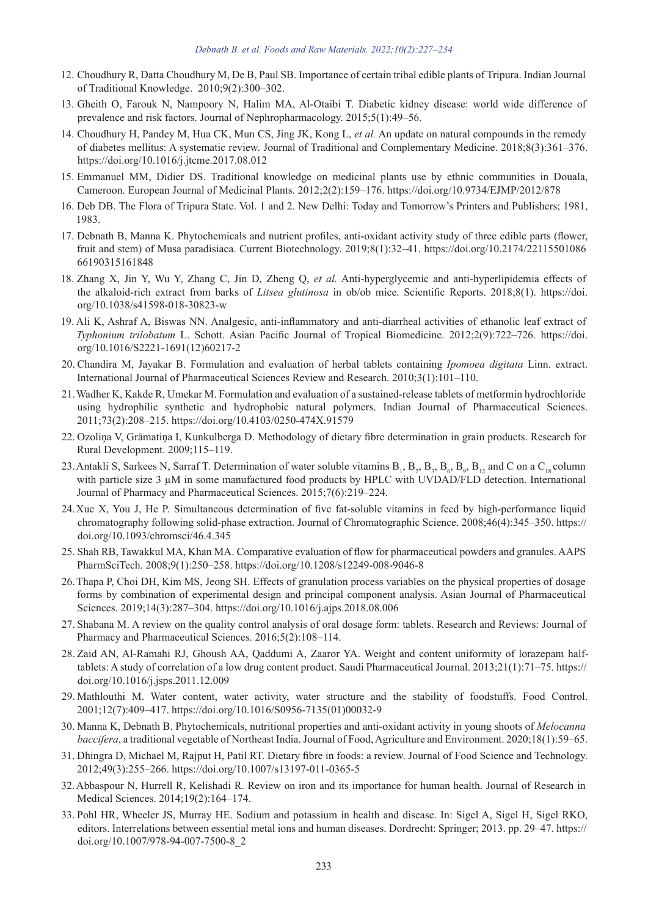12. Choudhury R, Datta Choudhury M, De B, Paul SB. Importance of certain tribal edible plants of Tripura. Indian Journal of Traditional Knowledge. 2010;9(2):300–302.
13. Gheith O, Farouk N, Nampoory N, Halim MA, Al-Otaibi T. Diabetic kidney disease: world wide difference of prevalence and risk factors. Journal of Nephropharmacology. 2015;5(1):49–56.
14. Choudhury H, Pandey M, Hua CK, Mun CS, Jing JK, Kong L, *et al.* An update on natural compounds in the remedy of diabetes mellitus: A systematic review. Journal of Traditional and Complementary Medicine. 2018;8(3):361–376. https://doi.org/10.1016/j.jtcme.2017.08.012
15. Emmanuel MM, Didier DS. Traditional knowledge on medicinal plants use by ethnic communities in Douala, Cameroon. European Journal of Medicinal Plants. 2012;2(2):159–176. https://doi.org/10.9734/EJMP/2012/878
16. Deb DB. The Flora of Tripura State. Vol. 1 and 2. New Delhi: Today and Tomorrow's Printers and Publishers; 1981, 1983.
17. Debnath B, Manna K. Phytochemicals and nutrient profiles, anti-oxidant activity study of three edible parts (flower, fruit and stem) of Musa paradisiaca. Current Biotechnology. 2019;8(1):32–41. https://doi.org/10.2174/2211550108 66190315161848
18. Zhang X, Jin Y, Wu Y, Zhang C, Jin D, Zheng Q, *et al.* Anti-hyperglycemic and anti-hyperlipidemia effects of the alkaloid-rich extract from barks of *Litsea glutinosa* in ob/ob mice. Scientific Reports. 2018;8(1). https://doi.org/10.1038/s41598-018-30823-w
19. Ali K, Ashraf A, Biswas NN. Analgesic, anti-inflammatory and anti-diarrheal activities of ethanolic leaf extract of *Typhonium trilobatum* L. Schott. Asian Pacific Journal of Tropical Biomedicine. 2012;2(9):722–726. https://doi.org/10.1016/S2221-1691(12)60217-2
20. Chandira M, Jayakar B. Formulation and evaluation of herbal tablets containing *Ipomoea digitata* Linn. extract. International Journal of Pharmaceutical Sciences Review and Research. 2010;3(1):101–110.
21. Wadher K, Kakde R, Umekar M. Formulation and evaluation of a sustained-release tablets of metformin hydrochloride using hydrophilic synthetic and hydrophobic natural polymers. Indian Journal of Pharmaceutical Sciences. 2011;73(2):208–215. https://doi.org/10.4103/0250-474X.91579
22. Ozoliņa V, Grāmatiņa I, Kunkulberga D. Methodology of dietary fibre determination in grain products. Research for Rural Development. 2009;115–119.
23. Antakli S, Sarkees N, Sarraf T. Determination of water soluble vitamins $B_1$, $B_2$, $B_3$, $B_6$, $B_9$, $B_{12}$ and C on a $C_{18}$ column with particle size 3 μM in some manufactured food products by HPLC with UVDAD/FLD detection. International Journal of Pharmacy and Pharmaceutical Sciences. 2015;7(6):219–224.
24. Xue X, You J, He P. Simultaneous determination of five fat-soluble vitamins in feed by high-performance liquid chromatography following solid-phase extraction. Journal of Chromatographic Science. 2008;46(4):345–350. https://doi.org/10.1093/chromsci/46.4.345
25. Shah RB, Tawakkul MA, Khan MA. Comparative evaluation of flow for pharmaceutical powders and granules. AAPS PharmSciTech. 2008;9(1):250–258. https://doi.org/10.1208/s12249-008-9046-8
26. Thapa P, Choi DH, Kim MS, Jeong SH. Effects of granulation process variables on the physical properties of dosage forms by combination of experimental design and principal component analysis. Asian Journal of Pharmaceutical Sciences. 2019;14(3):287–304. https://doi.org/10.1016/j.ajps.2018.08.006
27. Shabana M. A review on the quality control analysis of oral dosage form: tablets. Research and Reviews: Journal of Pharmacy and Pharmaceutical Sciences. 2016;5(2):108–114.
28. Zaid AN, Al-Ramahi RJ, Ghoush AA, Qaddumi A, Zaaror YA. Weight and content uniformity of lorazepam half-tablets: A study of correlation of a low drug content product. Saudi Pharmaceutical Journal. 2013;21(1):71–75. https://doi.org/10.1016/j.jsps.2011.12.009
29. Mathlouthi M. Water content, water activity, water structure and the stability of foodstuffs. Food Control. 2001;12(7):409–417. https://doi.org/10.1016/S0956-7135(01)00032-9
30. Manna K, Debnath B. Phytochemicals, nutritional properties and anti-oxidant activity in young shoots of *Melocanna baccifera*, a traditional vegetable of Northeast India. Journal of Food, Agriculture and Environment. 2020;18(1):59–65.
31. Dhingra D, Michael M, Rajput H, Patil RT. Dietary fibre in foods: a review. Journal of Food Science and Technology. 2012;49(3):255–266. https://doi.org/10.1007/s13197-011-0365-5
32. Abbaspour N, Hurrell R, Kelishadi R. Review on iron and its importance for human health. Journal of Research in Medical Sciences. 2014;19(2):164–174.
33. Pohl HR, Wheeler JS, Murray HE. Sodium and potassium in health and disease. In: Sigel A, Sigel H, Sigel RKO, editors. Interrelations between essential metal ions and human diseases. Dordrecht: Springer; 2013. pp. 29–47. https://doi.org/10.1007/978-94-007-7500-8_2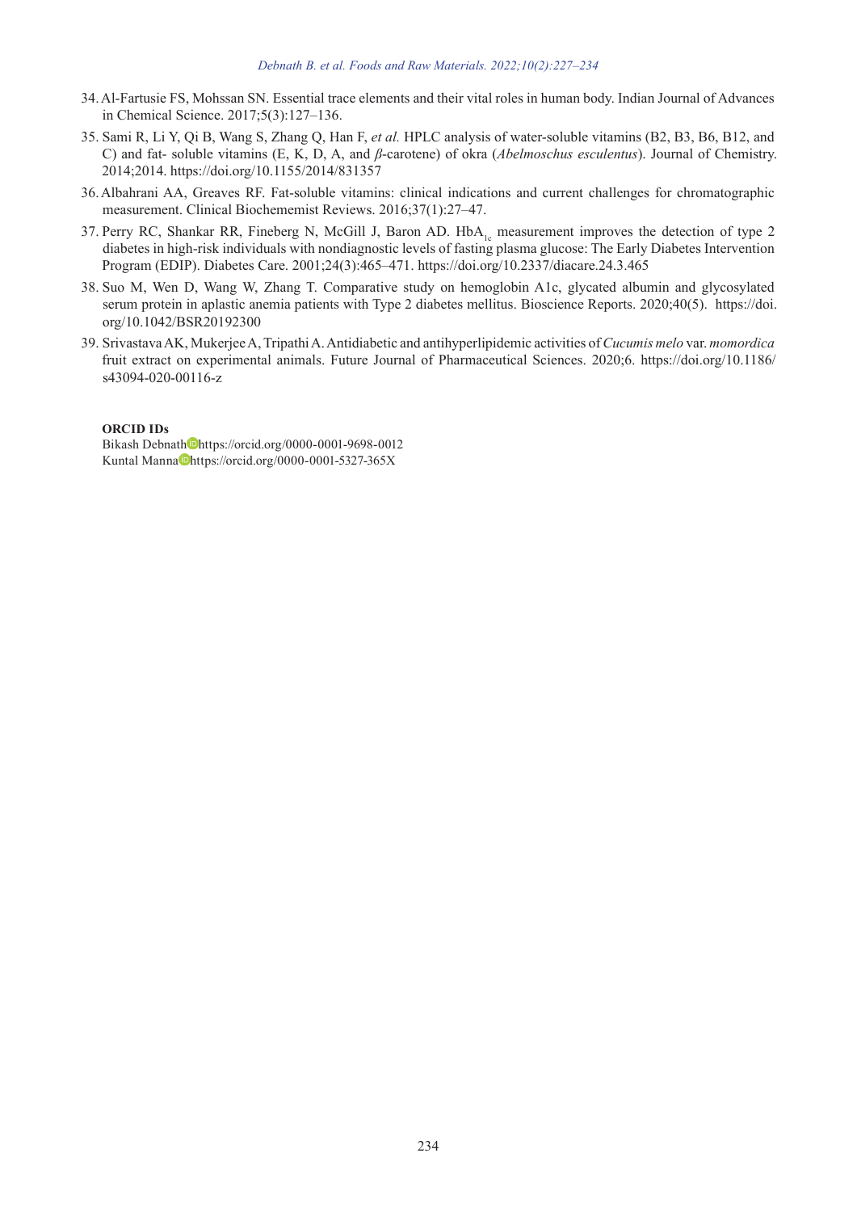34. Al-Fartusie FS, Mohssan SN. Essential trace elements and their vital roles in human body. Indian Journal of Advances in Chemical Science. 2017;5(3):127–136.
35. Sami R, Li Y, Qi B, Wang S, Zhang Q, Han F, *et al.* HPLC analysis of water-soluble vitamins (B2, B3, B6, B12, and C) and fat- soluble vitamins (E, K, D, A, and *β*-carotene) of okra (*Abelmoschus esculentus*). Journal of Chemistry. 2014;2014. https://doi.org/10.1155/2014/831357
36. Albahrani AA, Greaves RF. Fat-soluble vitamins: clinical indications and current challenges for chromatographic measurement. Clinical Biochememist Reviews. 2016;37(1):27–47.
37. Perry RC, Shankar RR, Fineberg N, McGill J, Baron AD. $HbA_{1c}$ measurement improves the detection of type 2 diabetes in high-risk individuals with nondiagnostic levels of fasting plasma glucose: The Early Diabetes Intervention Program (EDIP). Diabetes Care. 2001;24(3):465–471. https://doi.org/10.2337/diacare.24.3.465
38. Suo M, Wen D, Wang W, Zhang T. Comparative study on hemoglobin A1c, glycated albumin and glycosylated serum protein in aplastic anemia patients with Type 2 diabetes mellitus. Bioscience Reports. 2020;40(5). https://doi.org/10.1042/BSR20192300
39. Srivastava AK, Mukerjee A, Tripathi A. Antidiabetic and antihyperlipidemic activities of *Cucumis melo* var. *momordica* fruit extract on experimental animals. Future Journal of Pharmaceutical Sciences. 2020;6. https://doi.org/10.1186/s43094-020-00116-z

**ORCID IDs**

Bikash Debnath https://orcid.org/0000-0001-9698-0012
Kuntal Manna https://orcid.org/0000-0001-5327-365X